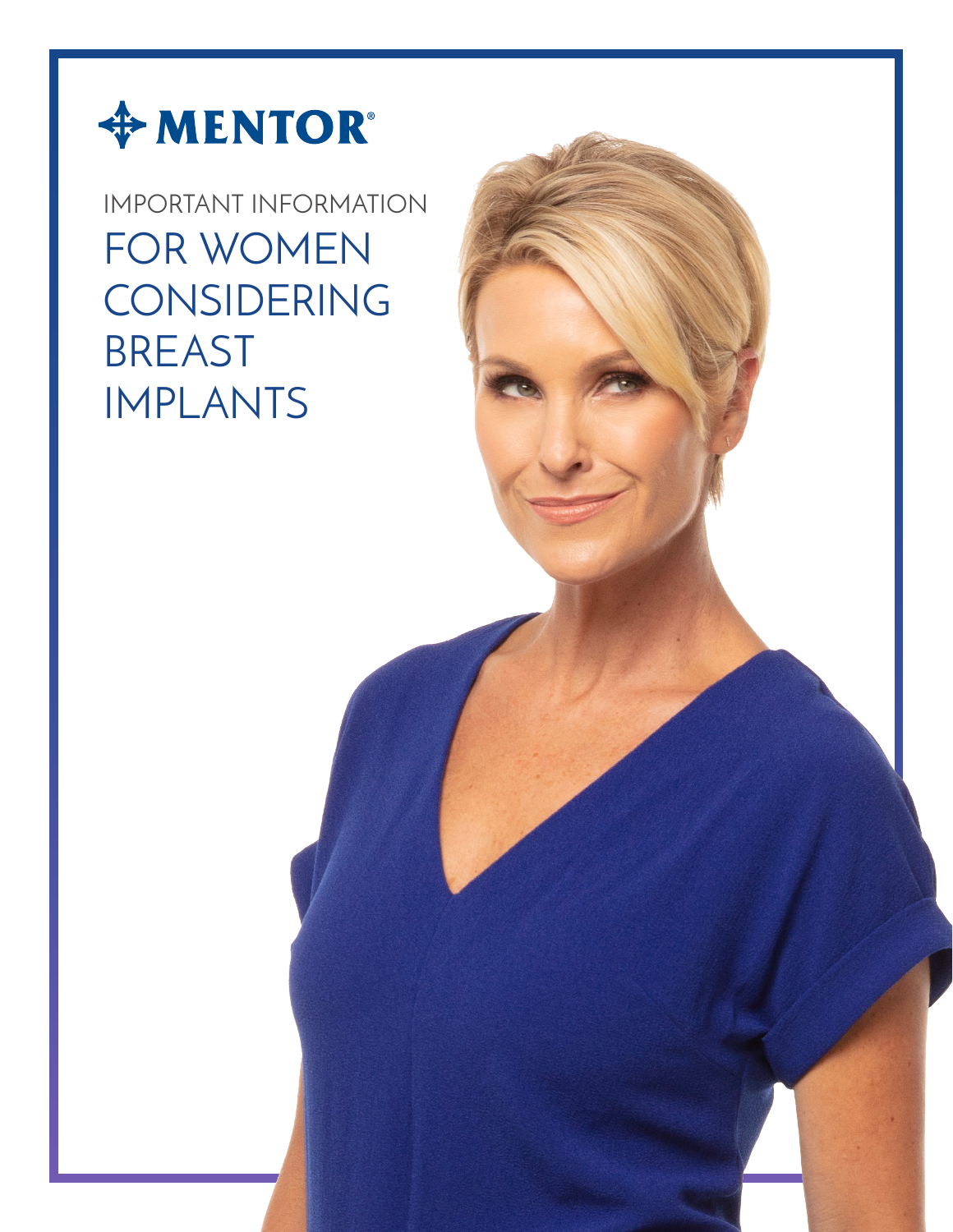MENTOR®

IMPORTANT INFORMATION

# FOR WOMEN CONSIDERING BREAST IMPLANTS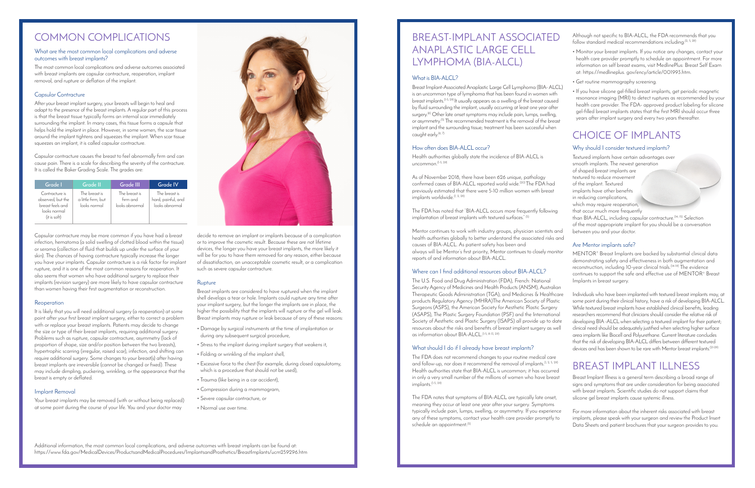# COMMON COMPLICATIONS

## What are the most common local complications and adverse outcomes with breast implants?

The most common local complications and adverse outcomes associated with breast implants are capsular contracture, reoperation, implant removal, and rupture or deflation of the implant.

### Capsular Contracture

After your breast implant surgery, your breasts will begin to heal and adapt to the presence of the breast implants. A regular part of this process is that the breast tissue typically forms an internal scar immediately surrounding the implant. In many cases, this tissue forms a capsule that helps hold the implant in place. However, in some women, the scar tissue around the implant tightens and squeezes the implant. When scar tissue squeezes an implant, it is called capsular contracture.

Capsular contracture causes the breast to feel abnormally firm and can cause pain. There is a scale for describing the severity of the contracture. It is called the Baker Grading Scale. The grades are:

| Grade I | Grade II | Grade III | Grade IV |
|---|---|---|---|
| Contracture is observed, but the breast feels and looks normal (it is soft) | The breast is a little firm, but looks normal | The breast is firm and looks abnormal | The breast is hard, painful, and looks abnormal |

Capsular contracture may be more common if you have had a breast infection, hematoma (a solid swelling of clotted blood within the tissue) or seroma (collection of fluid that builds up under the surface of your skin). The chances of having contracture typically increase the longer you have your implants. Capsular contracture is a risk factor for implant rupture, and it is one of the most common reasons for reoperation. It also seems that women who have additional surgery to replace their implants (revision surgery) are more likely to have capsular contracture than women having their first augmentation or reconstruction.

### Reoperation

It is likely that you will need additional surgery (a reoperation) at some point after your first breast implant surgery, either to correct a problem with or replace your breast implants. Patients may decide to change the size or type of their breast implants, requiring additional surgery. Problems such as rupture, capsular contracture, asymmetry (lack of proportion of shape, size and/or position between the two breasts), hypertrophic scarring (irregular, raised scar), infection, and shifting can require additional surgery. Some changes to your breast(s) after having breast implants are irreversible (cannot be changed or fixed). These may include dimpling, puckering, wrinkling, or the appearance that the breast is empty or deflated.

### Implant Removal

Your breast implants may be removed (with or without being replaced) at some point during the course of your life. You and your doctor may decide to remove an implant or implants because of a complication or to improve the cosmetic result. Because these are not lifetime devices, the longer you have your breast implants, the more likely it will be for you to have them removed for any reason, either because of dissatisfaction, an unacceptable cosmetic result, or a complication such as severe capsular contracture.

### Rupture

Breast implants are considered to have ruptured when the implant shell develops a tear or hole. Implants could rupture any time after your implant surgery, but the longer the implants are in place, the higher the possibility that the implants will rupture or the gel will leak. Breast implants may rupture or leak because of any of these reasons:

- Damage by surgical instruments at the time of implantation or during any subsequent surgical procedure,
- Stress to the implant during implant surgery that weakens it,
- Folding or wrinkling of the implant shell,
- Excessive force to the chest (for example, during closed capsulotomy, which is a procedure that should not be used),
- Trauma (like being in a car accident),
- Compression during a mammogram,
- Severe capsular contracture, or
- Normal use over time.

Additional information, the most common local complications, and adverse outcomes with breast implants can be found at: https://www.fda.gov/MedicalDevices/ProductsandMedicalProcedures/ImplantsandProsthetics/BreastImplants/ucm259296.htm

# BREAST-IMPLANT ASSOCIATED ANAPLASTIC LARGE CELL LYMPHOMA (BIA-ALCL)

## What is BIA-ALCL?

Breast Implant-Associated Anaplastic Large Cell Lymphoma (BIA- ALCL) is an uncommon type of lymphoma that has been found in women with breast implants.[1-5, 29] It usually appears as a swelling of the breast caused by fluid surrounding the implant, usually occurring at least one year after surgery.[6] Other late onset symptoms may include pain, lumps, swelling, or asymmetry.[5] The recommended treatment is the removal of the breast implant and the surrounding tissue; treatment has been successful when caught early.[6, 7]

## How often does BIA-ALCL occur?

Health authorities globally state the incidence of BIA-ALCL is uncommon.[1-5, 29]

As of November 2018, there have been 626 unique, pathology confirmed cases of BIA-ALCL reported world wide.[30] The FDA had previously estimated that there were 5-10 million women with breast implants worldwide.[1, 2, 29]

The FDA has noted that "BIA-ALCL occurs more frequently following implantation of breast implants with textured surfaces."[5]

Mentor continues to work with industry groups, physician scientists and health authorities globally to better understand the associated risks and causes of BIA-ALCL. As patient safety has been and always will be Mentor's first priority, Mentor continues to closely monitor reports of and information about BIA-ALCL.

## Where can I find additional resources about BIA-ALCL?

The U.S. Food and Drug Administration (FDA), French: National Security Agency of Medicines and Health Products (ANSM), Australian Therapeutic Goods Administration (TGA), and Medicines & Healthcare products Regulatory Agency (MHRA)The American Society of Plastic Surgeons (ASPS), the American Society for Aesthetic Plastic Surgery (ASAPS), The Plastic Surgery Foundation (PSF) and the International Society of Aesthetic and Plastic Surgery (ISAPS) all provide up to date resources about the risks and benefits of breast implant surgery as well as information about BIA-ALCL.[1-5, 8-13, 29]

## What should I do if I already have breast implants?

The FDA does not recommend changes to your routine medical care and follow-up, nor does it recommend the removal of implants.[1, 2, 5, 29] Health authorities state that BIA-ALCL is uncommon; it has occurred in only a very small number of the millions of women who have breast implants.[1-5, 29]

The FDA notes that symptoms of BIA-ALCL are typically late onset, meaning they occur at least one year after your surgery. Symptoms typically include pain, lumps, swelling, or asymmetry. If you experience any of these symptoms, contact your health care provider promptly to schedule an appointment.[5]

Although not specific to BIA-ALCL, the FDA recommends that you follow standard medical recommendations including:[2, 5, 29]

- Monitor your breast implants. If you notice any changes, contact your health care provider promptly to schedule an appointment. For more information on self breast exams, visit MedlinePlus: Breast Self Exam at: https://medlineplus. gov/ency/article/001993.htm.
- Get routine mammography screening.
- If you have silicone gel-filled breast implants, get periodic magnetic resonance imaging (MRI) to detect ruptures as recommended by your health care provider. The FDA- approved product labeling for silicone gel-filled breast implants states that the first MRI should occur three years after implant surgery and every two years thereafter.

# CHOICE OF IMPLANTS

## Why should I consider textured implants?

Textured implants have certain advantages over smooth implants. The newest generation of shaped breast implants are textured to reduce movement of the implant. Textured implants have other benefits in reducing complications, which may require reoperation, that occur much more frequently than BIA-ALCL, including capsular contracture.[14, 15] Selection of the most appropriate implant for you should be a conversation between you and your doctor.

## Are Mentor implants safe?

MENTOR® Breast Implants are backed by substantial clinical data demonstrating safety and effectiveness in both augmentation and reconstruction, including 10-year clinical trials.[16-19] The evidence continues to support the safe and effective use of MENTOR® Breast Implants in breast surgery.

Individuals who have been implanted with textured breast implants may, at some point during their clinical history, have a risk of developing BIA-ALCL. While textured breast implants have established clinical benefits, leading researchers recommend that clinicians should consider the relative risk of developing BIA -ALCL when selecting a textured implant for their patient; clinical need should be adequately justified when selecting higher surface area implants like Biocell and Polyurethane. Current literature concludes that the risk of developing BIA-ALCL differs between different textured devices and has been shown to be rare with Mentor breast implants.[20-29]

# BREAST IMPLANT ILLNESS

Breast Implant Illness is a general term describing a broad range of signs and symptoms that are under consideration for being associated with breast implants. Scientific studies do not support claims that silicone gel breast implants cause systemic illness.

For more information about the inherent risks associated with breast implants, please speak with your surgeon and review the Product Insert Data Sheets and patient brochures that your surgeon provides to you.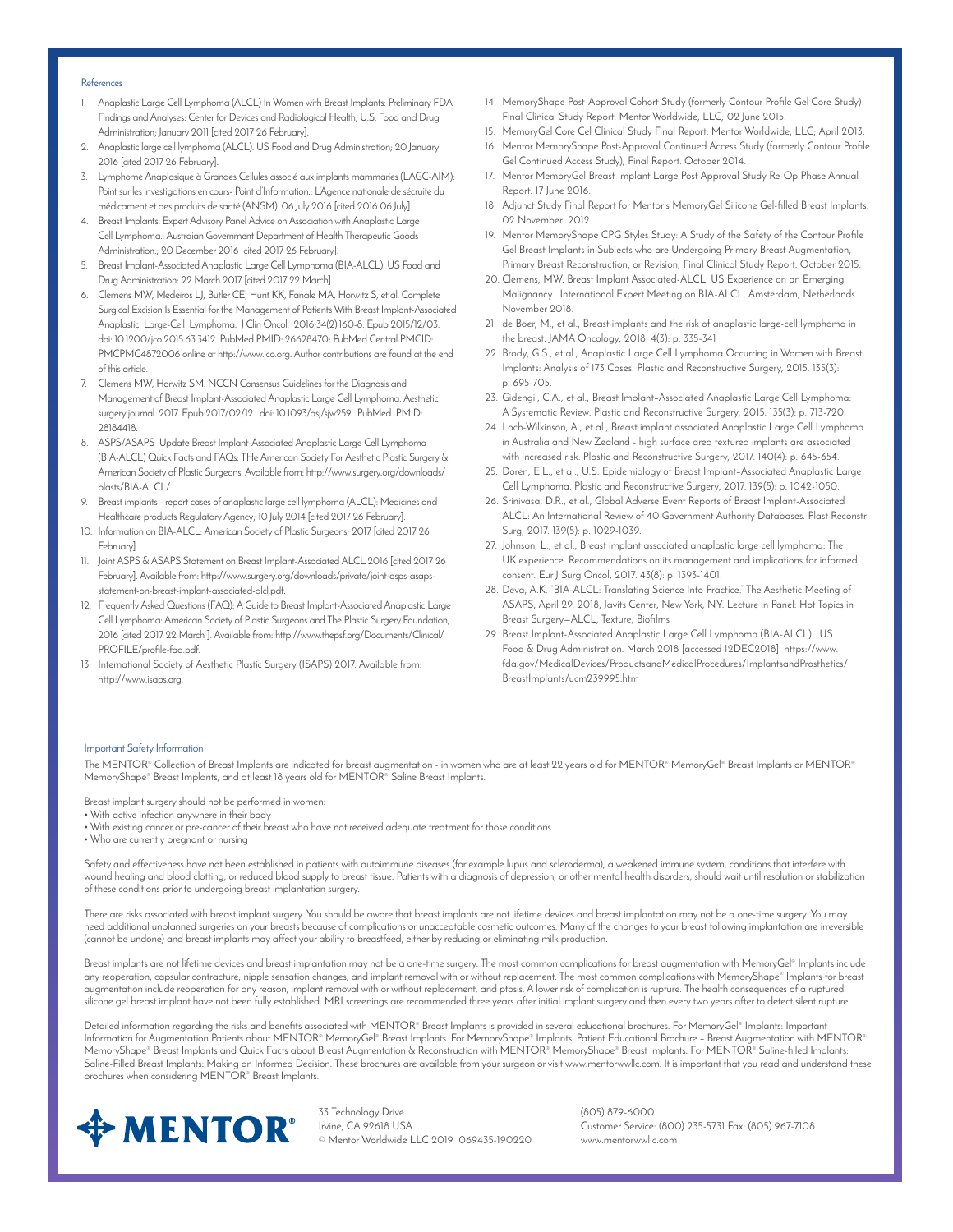References

1. Anaplastic Large Cell Lymphoma (ALCL) In Women with Breast Implants: Preliminary FDA Findings and Analyses: Center for Devices and Radiological Health, U.S. Food and Drug Administration; January 2011 [cited 2017 26 February].
2. Anaplastic large cell lymphoma (ALCL). US Food and Drug Administration; 20 January 2016 [cited 2017 26 February].
3. Lymphome Anaplasique à Grandes Cellules associé aux implants mammaries (LAGC-AIM): Point sur les investigations en cours- Point d'Information.: L'Agence nationale de sécruité du médicament et des produits de santé (ANSM). 06 July 2016 [cited 2016 06 July].
4. Breast Implants: Expert Advisory Panel Advice on Association with Anaplastic Large Cell Lymphoma.: Austraian Government Department of Health Therapeutic Goods Administration.; 20 December 2016 [cited 2017 26 February].
5. Breast Implant-Associated Anaplastic Large Cell Lymphoma (BIA-ALCL): US Food and Drug Administration; 22 March 2017 [cited 2017 22 March].
6. Clemens MW, Medeiros LJ, Butler CE, Hunt KK, Fanale MA, Horwitz S, et al. Complete Surgical Excision Is Essential for the Management of Patients With Breast Implant-Associated Anaplastic Large-Cell Lymphoma. J Clin Oncol. 2016;34(2):160-8. Epub 2015/12/03. doi: 10.1200/jco.2015.63.3412. PubMed PMID: 26628470; PubMed Central PMCID: PMCPMC4872006 online at http://www.jco.org. Author contributions are found at the end of this article.
7. Clemens MW, Horwitz SM. NCCN Consensus Guidelines for the Diagnosis and Management of Breast Implant-Associated Anaplastic Large Cell Lymphoma. Aesthetic surgery journal. 2017. Epub 2017/02/12. doi: 10.1093/asj/sjw259. PubMed PMID: 28184418.
8. ASPS/ASAPS Update Breast Implant-Associated Anaplastic Large Cell Lymphoma (BIA-ALCL) Quick Facts and FAQs: THe American Society For Aesthetic Plastic Surgery & American Society of Plastic Surgeons. Available from: http://www.surgery.org/downloads/blasts/BIA-ALCL/.
9. Breast implants - report cases of anaplastic large cell lymphoma (ALCL): Medicines and Healthcare products Regulatory Agency; 10 July 2014 [cited 2017 26 February].
10. Information on BIA-ALCL: American Society of Plastic Surgeons; 2017 [cited 2017 26 February].
11. Joint ASPS & ASAPS Statement on Breast Implant-Associated ALCL 2016 [cited 2017 26 February]. Available from: http://www.surgery.org/downloads/private/joint-asps-asaps-statement-on-breast-implant-associated-alcl.pdf.
12. Frequently Asked Questions (FAQ): A Guide to Breast Implant-Associated Anaplastic Large Cell Lymphoma: American Society of Plastic Surgeons and The Plastic Surgery Foundation; 2016 [cited 2017 22 March ]. Available from: http://www.thepsf.org/Documents/Clinical/PROFILE/profile-faq.pdf.
13. International Society of Aesthetic Plastic Surgery (ISAPS) 2017. Available from: http://www.isaps.org.
14. MemoryShape Post-Approval Cohort Study (formerly Contour Profile Gel Core Study) Final Clinical Study Report. Mentor Worldwide, LLC; 02 June 2015.
15. MemoryGel Core Cel Clinical Study Final Report. Mentor Worldwide, LLC; April 2013.
16. Mentor MemoryShape Post-Approval Continued Access Study (formerly Contour Profile Gel Continued Access Study), Final Report. October 2014.
17. Mentor MemoryGel Breast Implant Large Post Approval Study Re-Op Phase Annual Report. 17 June 2016.
18. Adjunct Study Final Report for Mentor's MemoryGel Silicone Gel-filled Breast Implants. 02 November 2012.
19. Mentor MemoryShape CPG Styles Study: A Study of the Safety of the Contour Profile Gel Breast Implants in Subjects who are Undergoing Primary Breast Augmentation, Primary Breast Reconstruction, or Revision, Final Clinical Study Report. October 2015.
20. Clemens, MW. Breast Implant Associated-ALCL: US Experience on an Emerging Malignancy. International Expert Meeting on BIA-ALCL, Amsterdam, Netherlands. November 2018.
21. de Boer, M., et al., Breast implants and the risk of anaplastic large-cell lymphoma in the breast. JAMA Oncology, 2018. 4(3): p. 335-341
22. Brody, G.S., et al., Anaplastic Large Cell Lymphoma Occurring in Women with Breast Implants: Analysis of 173 Cases. Plastic and Reconstructive Surgery, 2015. 135(3): p. 695-705.
23. Gidengil, C.A., et al., Breast Implant–Associated Anaplastic Large Cell Lymphoma: A Systematic Review. Plastic and Reconstructive Surgery, 2015. 135(3): p. 713-720.
24. Loch-Wilkinson, A., et al., Breast implant associated Anaplastic Large Cell Lymphoma in Australia and New Zealand - high surface area textured implants are associated with increased risk. Plastic and Reconstructive Surgery, 2017. 140(4): p. 645-654.
25. Doren, E.L., et al., U.S. Epidemiology of Breast Implant–Associated Anaplastic Large Cell Lymphoma. Plastic and Reconstructive Surgery, 2017. 139(5): p. 1042-1050.
26. Srinivasa, D.R., et al., Global Adverse Event Reports of Breast Implant-Associated ALCL: An International Review of 40 Government Authority Databases. Plast Reconstr Surg, 2017. 139(5): p. 1029-1039.
27. Johnson, L., et al., Breast implant associated anaplastic large cell lymphoma: The UK experience. Recommendations on its management and implications for informed consent. Eur J Surg Oncol, 2017. 43(8): p. 1393-1401.
28. Deva, A.K. "BIA-ALCL: Translating Science Into Practice." The Aesthetic Meeting of ASAPS, April 29, 2018, Javits Center, New York, NY. Lecture in Panel: Hot Topics in Breast Surgery—ALCL, Texture, Biofilms
29. Breast Implant-Associated Anaplastic Large Cell Lymphoma (BIA-ALCL). US Food & Drug Administration. March 2018 [accessed 12DEC2018]. https://www.fda.gov/MedicalDevices/ProductsandMedicalProcedures/ImplantsandProsthetics/BreastImplants/ucm239995.htm

Important Safety Information

The MENTOR® Collection of Breast Implants are indicated for breast augmentation - in women who are at least 22 years old for MENTOR® MemoryGel® Breast Implants or MENTOR® MemoryShape® Breast Implants, and at least 18 years old for MENTOR® Saline Breast Implants.

Breast implant surgery should not be performed in women:

- With active infection anywhere in their body
- With existing cancer or pre-cancer of their breast who have not received adequate treatment for those conditions
- Who are currently pregnant or nursing

Safety and effectiveness have not been established in patients with autoimmune diseases (for example lupus and scleroderma), a weakened immune system, conditions that interfere with wound healing and blood clotting, or reduced blood supply to breast tissue. Patients with a diagnosis of depression, or other mental health disorders, should wait until resolution or stabilization of these conditions prior to undergoing breast implantation surgery.

There are risks associated with breast implant surgery. You should be aware that breast implants are not lifetime devices and breast implantation may not be a one-time surgery. You may need additional unplanned surgeries on your breasts because of complications or unacceptable cosmetic outcomes. Many of the changes to your breast following implantation are irreversible (cannot be undone) and breast implants may affect your ability to breastfeed, either by reducing or eliminating milk production.

Breast implants are not lifetime devices and breast implantation may not be a one-time surgery. The most common complications for breast augmentation with MemoryGel® Implants include any reoperation, capsular contracture, nipple sensation changes, and implant removal with or without replacement. The most common complications with MemoryShape® Implants for breast augmentation include reoperation for any reason, implant removal with or without replacement, and ptosis. A lower risk of complication is rupture. The health consequences of a ruptured silicone gel breast implant have not been fully established. MRI screenings are recommended three years after initial implant surgery and then every two years after to detect silent rupture.

Detailed information regarding the risks and benefits associated with MENTOR® Breast Implants is provided in several educational brochures. For MemoryGel® Implants: Important Information for Augmentation Patients about MENTOR® MemoryGel® Breast Implants. For MemoryShape® Implants: Patient Educational Brochure – Breast Augmentation with MENTOR® MemoryShape® Breast Implants and Quick Facts about Breast Augmentation & Reconstruction with MENTOR® MemoryShape® Breast Implants. For MENTOR® Saline-filled Implants: Saline-Filled Breast Implants: Making an Informed Decision. These brochures are available from your surgeon or visit www.mentorwwllc.com. It is important that you read and understand these brochures when considering MENTOR® Breast Implants.

MENTOR®

33 Technology Drive
Irvine, CA 92618 USA
© Mentor Worldwide LLC 2019 069435-190220

(805) 879-6000
Customer Service: (800) 235-5731 Fax: (805) 967-7108
www.mentorwwllc.com